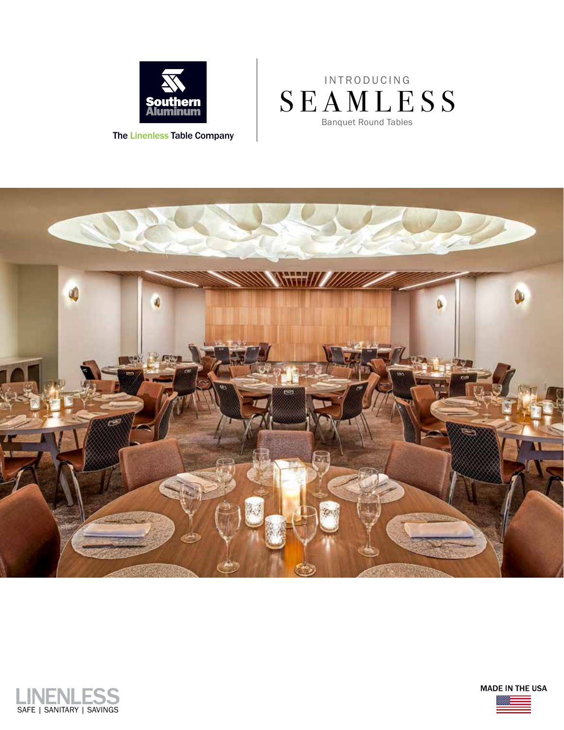Southern Aluminum

The Linenless Table Company

INTRODUCING

# SEAMLESS

Banquet Round Tables

LINENLESS

SAFE | SANITARY | SAVINGS

MADE IN THE USA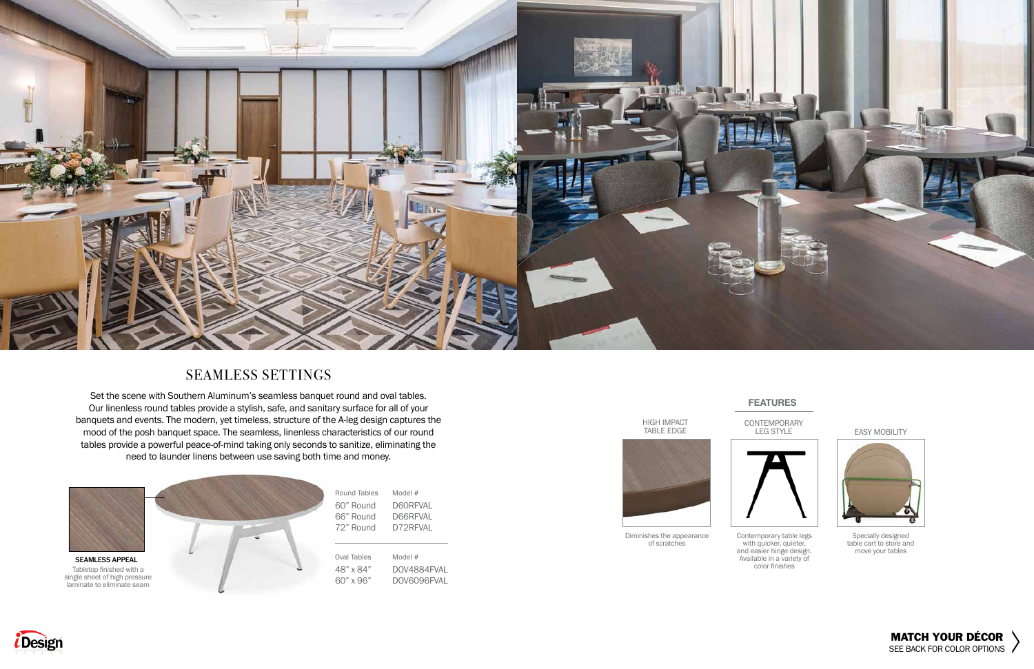# SEAMLESS SETTINGS

Set the scene with Southern Aluminum's seamless banquet round and oval tables. Our linenless round tables provide a stylish, safe, and sanitary surface for all of your banquets and events. The modern, yet timeless, structure of the A-leg design captures the mood of the posh banquet space. The seamless, linenless characteristics of our round tables provide a powerful peace-of-mind taking only seconds to sanitize, eliminating the need to launder linens between use saving both time and money.

**SEAMLESS APPEAL**
Tabletop finished with a single sheet of high pressure laminate to eliminate seam

| Round Tables | Model # |
| --- | --- |
| 60" Round | D60RFVAL |
| 66" Round | D66RFVAL |
| 72" Round | D72RFVAL |

| Oval Tables | Model # |
| --- | --- |
| 48" x 84" | DOV4884FVAL |
| 60" x 96" | DOV6096FVAL |

## FEATURES

**HIGH IMPACT TABLE EDGE**
Diminishes the appearance of scratches

**CONTEMPORARY LEG STYLE**
Contemporary table legs with quicker, quieter, and easier hinge design. Available in a variety of color finishes

**EASY MOBILITY**
Specially designed table cart to store and move your tables

**MATCH YOUR DÉCOR**
SEE BACK FOR COLOR OPTIONS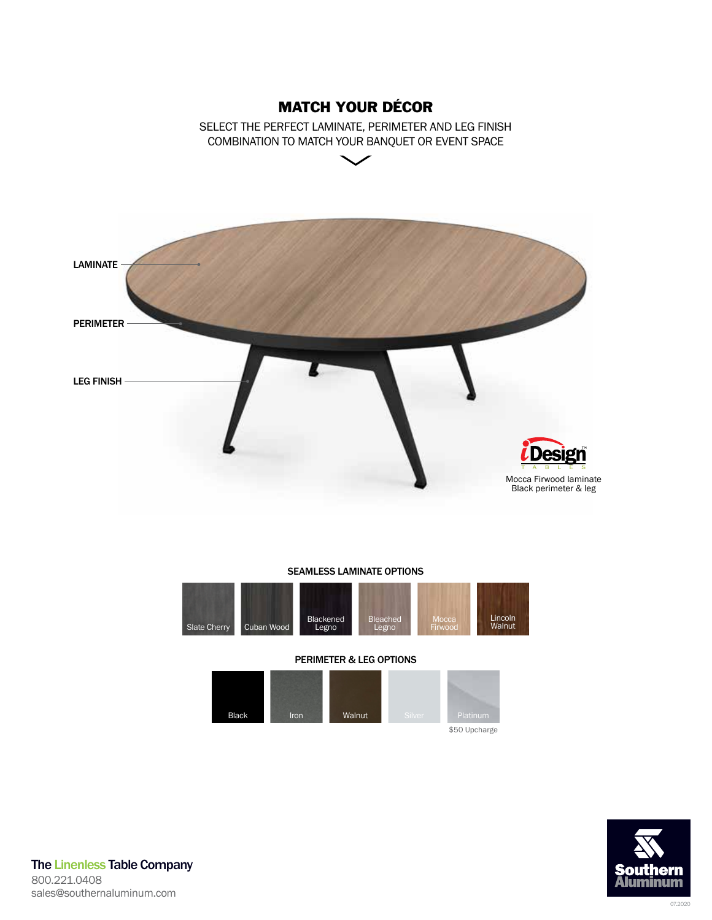# MATCH YOUR DÉCOR

SELECT THE PERFECT LAMINATE, PERIMETER AND LEG FINISH COMBINATION TO MATCH YOUR BANQUET OR EVENT SPACE

LAMINATE

PERIMETER

LEG FINISH

iDesign™ TABLES

Mocca Firwood laminate
Black perimeter & leg

### SEAMLESS LAMINATE OPTIONS

Slate Cherry
Cuban Wood
Blackened Legno
Bleached Legno
Mocca Firwood
Lincoln Walnut

### PERIMETER & LEG OPTIONS

Black
Iron
Walnut
Silver
Platinum
$50 Upcharge

**The Linenless Table Company**
800.221.0408
sales@southernaluminum.com

Southern Aluminum

07.2020